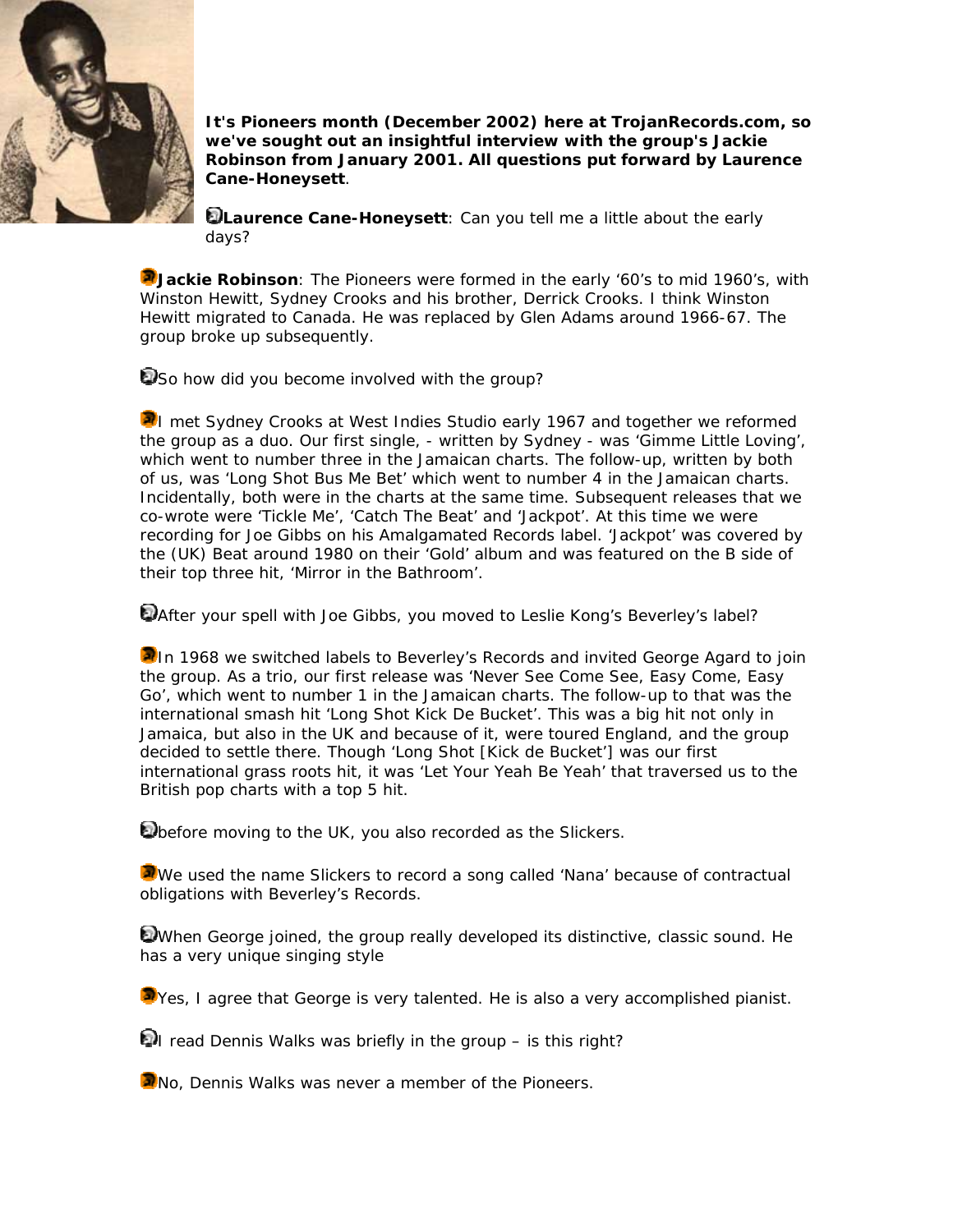**It's Pioneers month (December 2002) here at TrojanRecords.com, so we've sought out an insightful interview with the group's Jackie Robinson from January 2001. All questions put forward by Laurence Cane-Honeysett**.

**Laurence Cane-Honeysett**: Can you tell me a little about the early days?

**Jackie Robinson**: The Pioneers were formed in the early '60's to mid 1960's, with Winston Hewitt, Sydney Crooks and his brother, Derrick Crooks. I think Winston Hewitt migrated to Canada. He was replaced by Glen Adams around 1966-67. The group broke up subsequently.

So how did you become involved with the group?

I met Sydney Crooks at West Indies Studio early 1967 and together we reformed the group as a duo. Our first single, - written by Sydney - was 'Gimme Little Loving', which went to number three in the Jamaican charts. The follow-up, written by both of us, was 'Long Shot Bus Me Bet' which went to number 4 in the Jamaican charts. Incidentally, both were in the charts at the same time. Subsequent releases that we co-wrote were 'Tickle Me', 'Catch The Beat' and 'Jackpot'. At this time we were recording for Joe Gibbs on his Amalgamated Records label. 'Jackpot' was covered by the (UK) Beat around 1980 on their 'Gold' album and was featured on the B side of their top three hit, 'Mirror in the Bathroom'.

After your spell with Joe Gibbs, you moved to Leslie Kong's Beverley's label?

In 1968 we switched labels to Beverley's Records and invited George Agard to join the group. As a trio, our first release was 'Never See Come See, Easy Come, Easy Go', which went to number 1 in the Jamaican charts. The follow-up to that was the international smash hit 'Long Shot Kick De Bucket'. This was a big hit not only in Jamaica, but also in the UK and because of it, were toured England, and the group decided to settle there. Though 'Long Shot [Kick de Bucket'] was our first international grass roots hit, it was 'Let Your Yeah Be Yeah' that traversed us to the British pop charts with a top 5 hit.

before moving to the UK, you also recorded as the Slickers.

We used the name Slickers to record a song called 'Nana' because of contractual obligations with Beverley's Records.

When George joined, the group really developed its distinctive, classic sound. He has a very unique singing style

Yes, I agree that George is very talented. He is also a very accomplished pianist.

I read Dennis Walks was briefly in the group – is this right?

No, Dennis Walks was never a member of the Pioneers.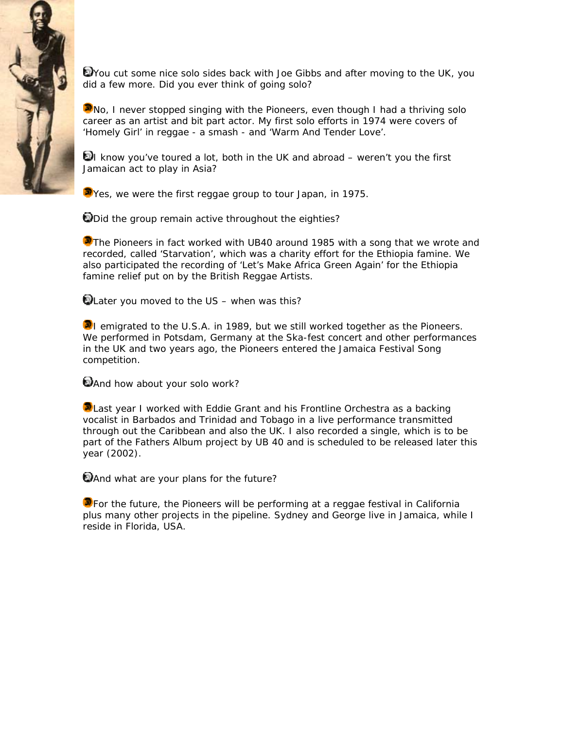You cut some nice solo sides back with Joe Gibbs and after moving to the UK, you did a few more. Did you ever think of going solo?

No, I never stopped singing with the Pioneers, even though I had a thriving solo career as an artist and bit part actor. My first solo efforts in 1974 were covers of 'Homely Girl' in reggae - a smash - and 'Warm And Tender Love'.

I know you've toured a lot, both in the UK and abroad – weren't you the first Jamaican act to play in Asia?

Yes, we were the first reggae group to tour Japan, in 1975.

Did the group remain active throughout the eighties?

The Pioneers in fact worked with UB40 around 1985 with a song that we wrote and recorded, called 'Starvation', which was a charity effort for the Ethiopia famine. We also participated the recording of 'Let's Make Africa Green Again' for the Ethiopia famine relief put on by the British Reggae Artists.

Later you moved to the US – when was this?

I emigrated to the U.S.A. in 1989, but we still worked together as the Pioneers. We performed in Potsdam, Germany at the Ska-fest concert and other performances in the UK and two years ago, the Pioneers entered the Jamaica Festival Song competition.

And how about your solo work?

Last year I worked with Eddie Grant and his Frontline Orchestra as a backing vocalist in Barbados and Trinidad and Tobago in a live performance transmitted through out the Caribbean and also the UK. I also recorded a single, which is to be part of the Fathers Album project by UB 40 and is scheduled to be released later this year (2002).

And what are your plans for the future?

For the future, the Pioneers will be performing at a reggae festival in California plus many other projects in the pipeline. Sydney and George live in Jamaica, while I reside in Florida, USA.